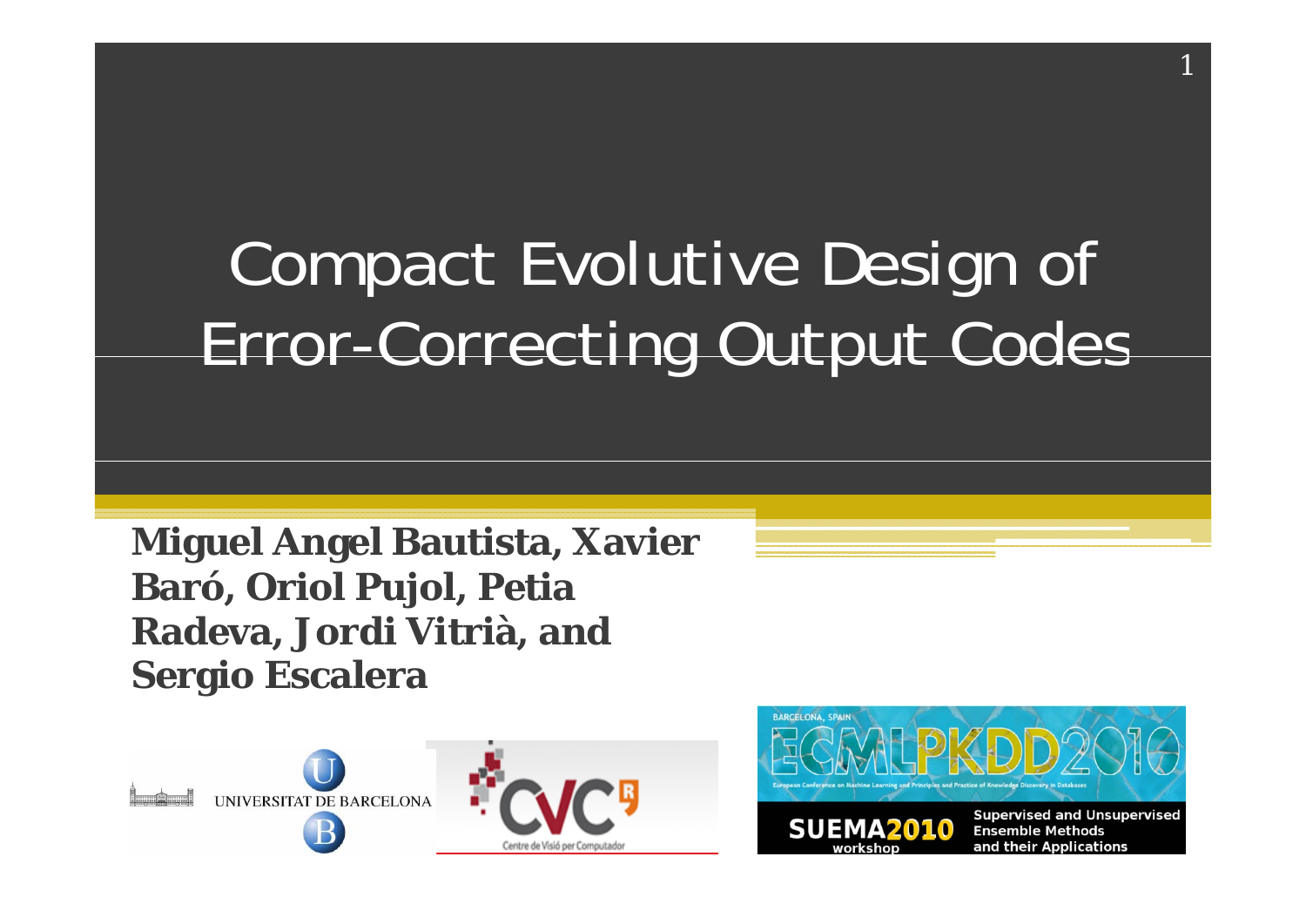# Compact Evolutive Design of Error-Correcting Output Codes

**Miguel Angel Bautista, Xavier Baró, Oriol Pujol, Petia Radeva, Jordi Vitrià, and Sergio Escalera**

UNIVERSITAT DE BARCELONA

Centre de Visió per Computador

BARCELONA, SPAIN

ECMLPKDD2010

European Conference on Machine Learning and Principles and Practice of Knowledge Discovery in Databases

SUEMA2010 workshop

Supervised and Unsupervised Ensemble Methods and their Applications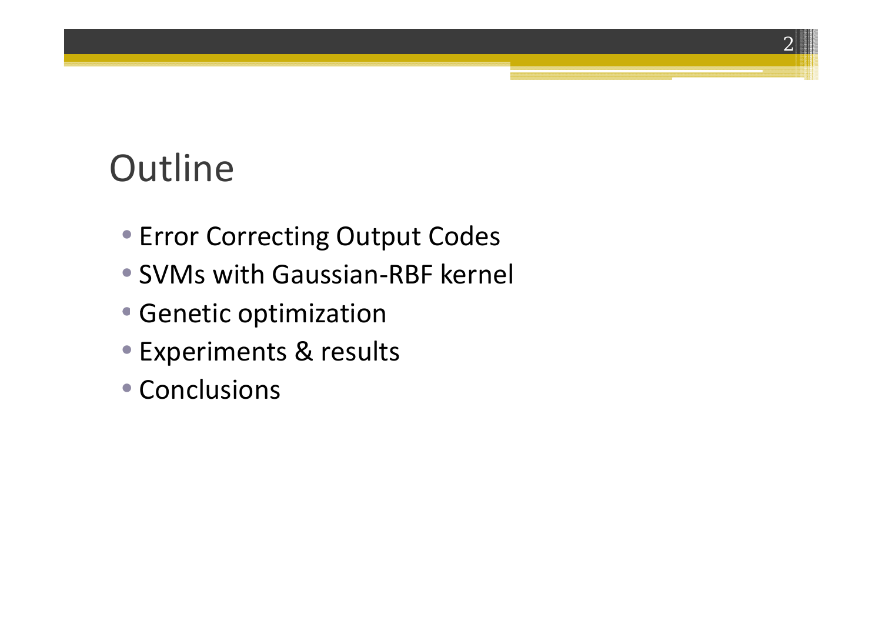# Outline

- Error Correcting Output Codes
- SVMs with Gaussian-RBF kernel
- Genetic optimization
- Experiments & results
- Conclusions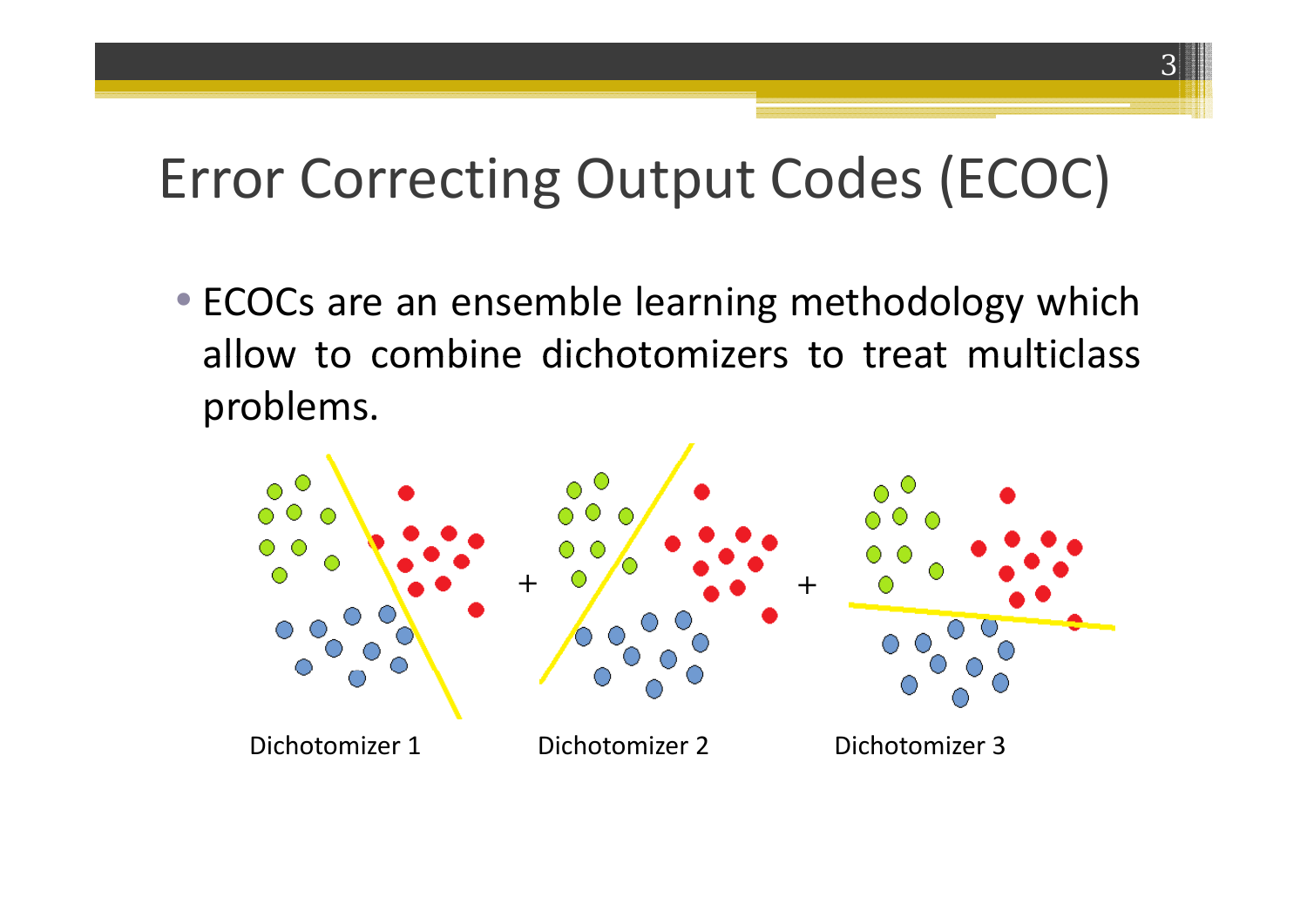# Error Correcting Output Codes (ECOC)

- ECOCs are an ensemble learning methodology which allow to combine dichotomizers to treat multiclass problems.

Dichotomizer 1 + Dichotomizer 2 + Dichotomizer 3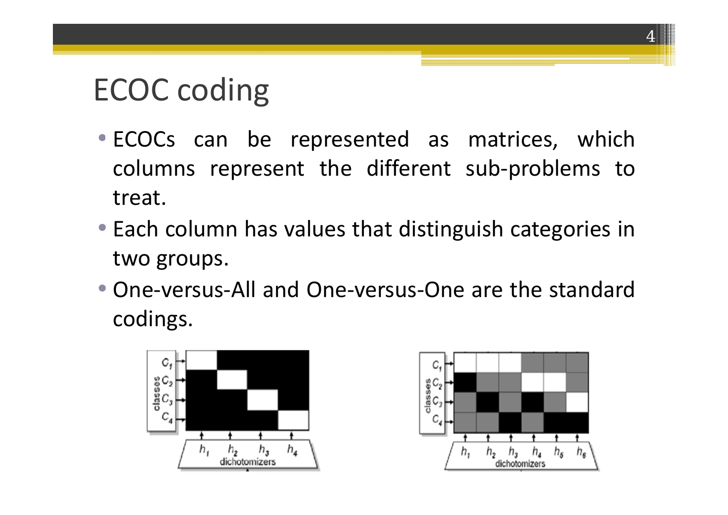# ECOC coding

- ECOCs can be represented as matrices, which columns represent the different sub-problems to treat.
- Each column has values that distinguish categories in two groups.
- One-versus-All and One-versus-One are the standard codings.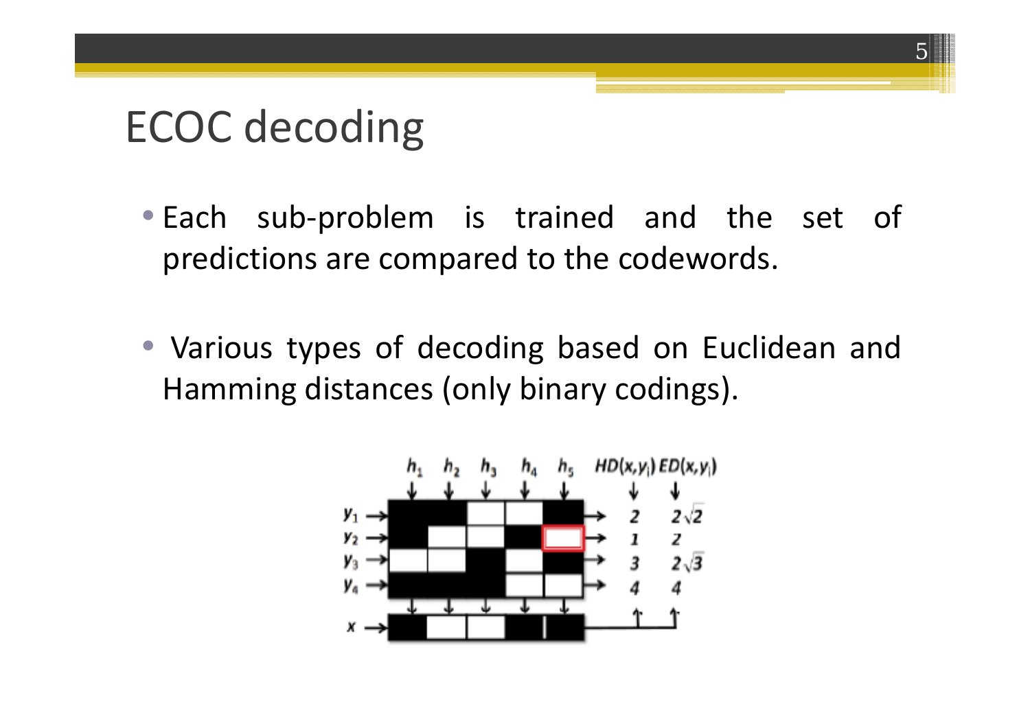# ECOC decoding

- Each sub-problem is trained and the set of predictions are compared to the codewords.
- Various types of decoding based on Euclidean and Hamming distances (only binary codings).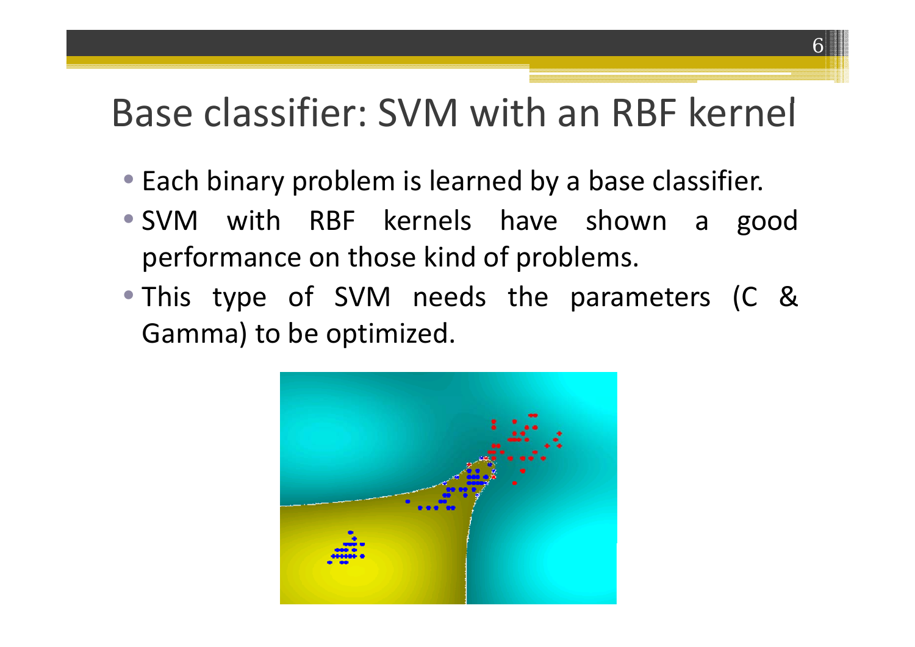# Base classifier: SVM with an RBF kernel

- Each binary problem is learned by a base classifier.
- SVM with RBF kernels have shown a good performance on those kind of problems.
- This type of SVM needs the parameters (C & Gamma) to be optimized.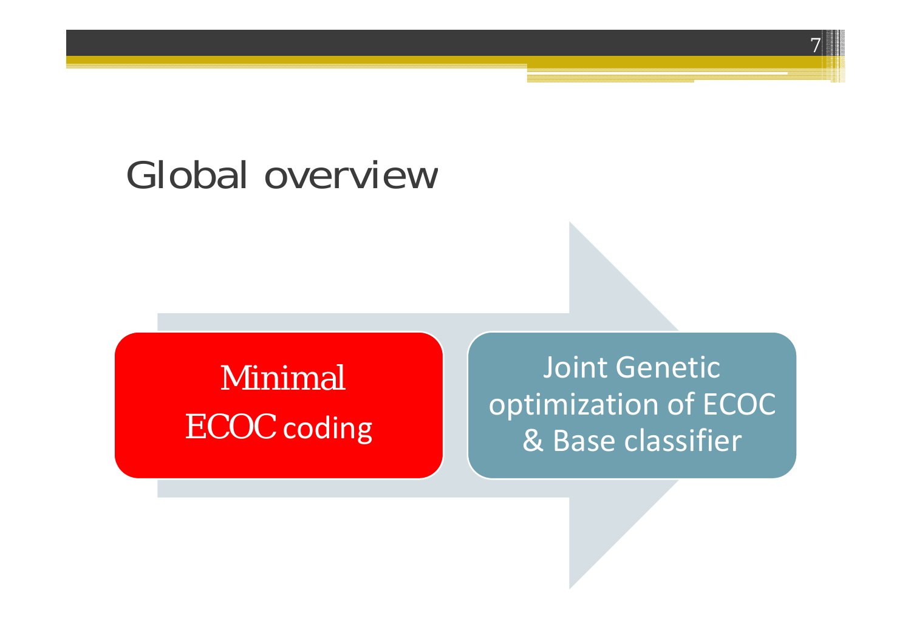# Global overview

Minimal ECOC coding

Joint Genetic optimization of ECOC & Base classifier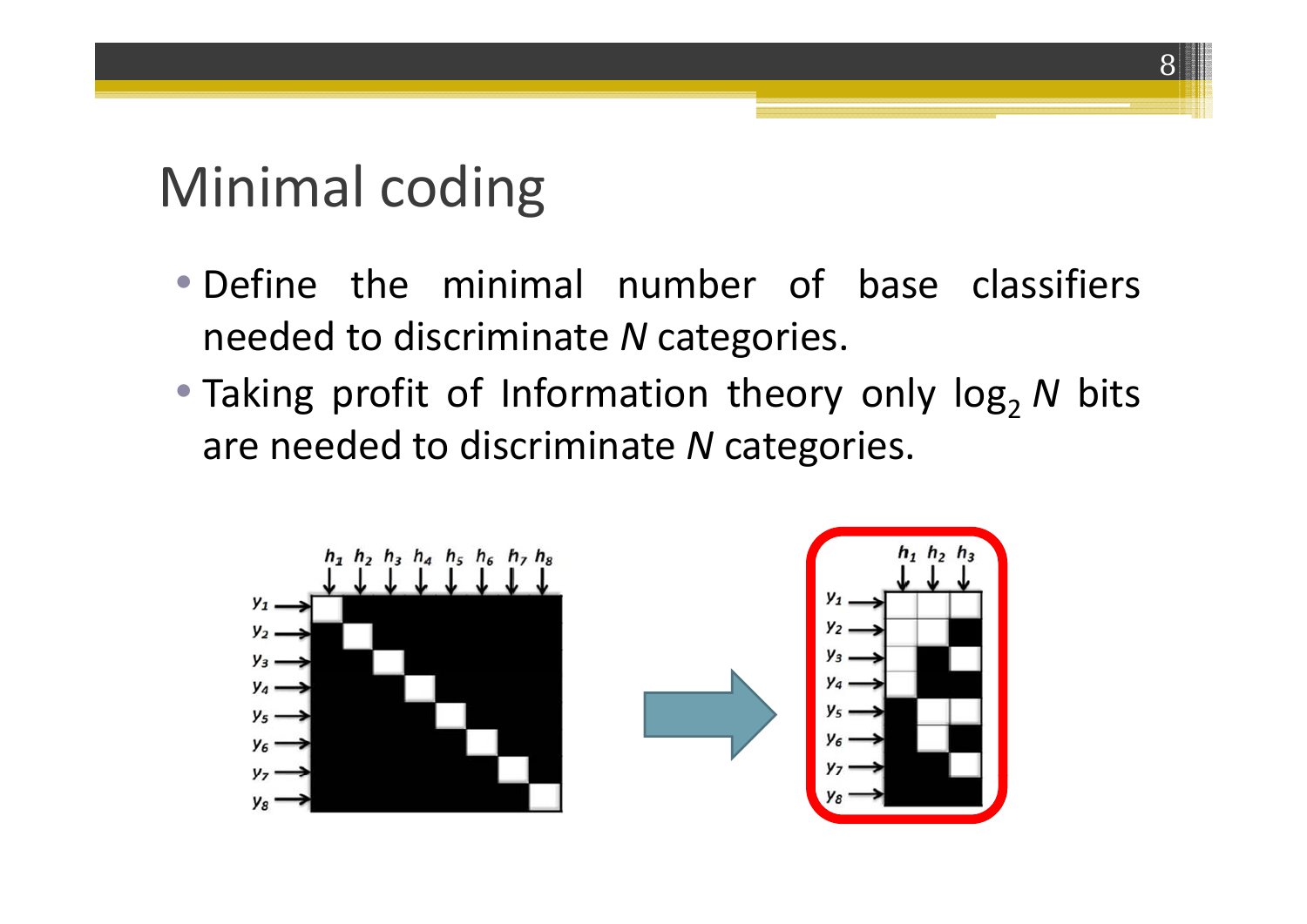# Minimal coding

- Define the minimal number of base classifiers needed to discriminate *N* categories.
- Taking profit of Information theory only $\log_2 N$ bits are needed to discriminate *N* categories.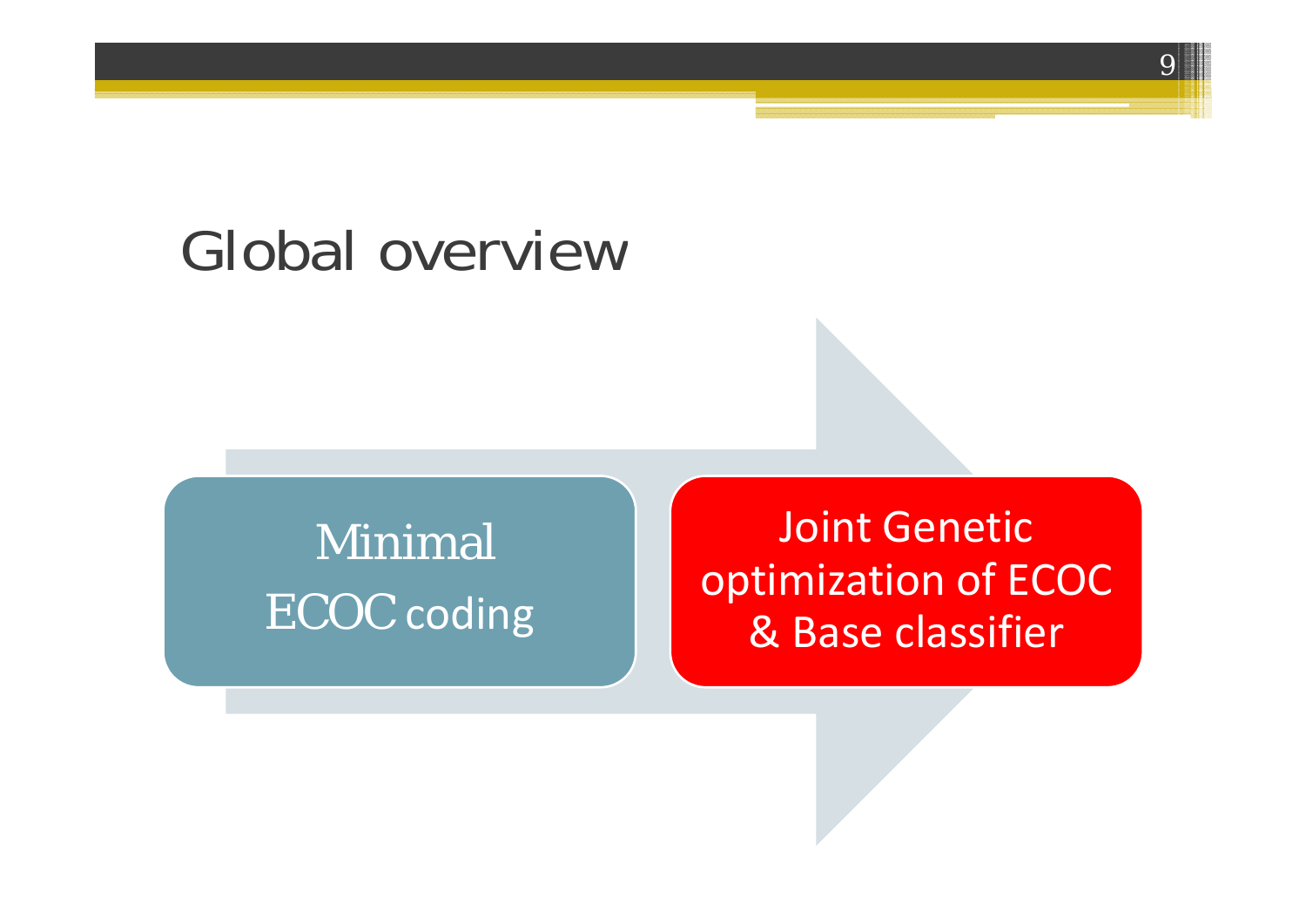# Global overview

- Minimal ECOC coding
- Joint Genetic optimization of ECOC & Base classifier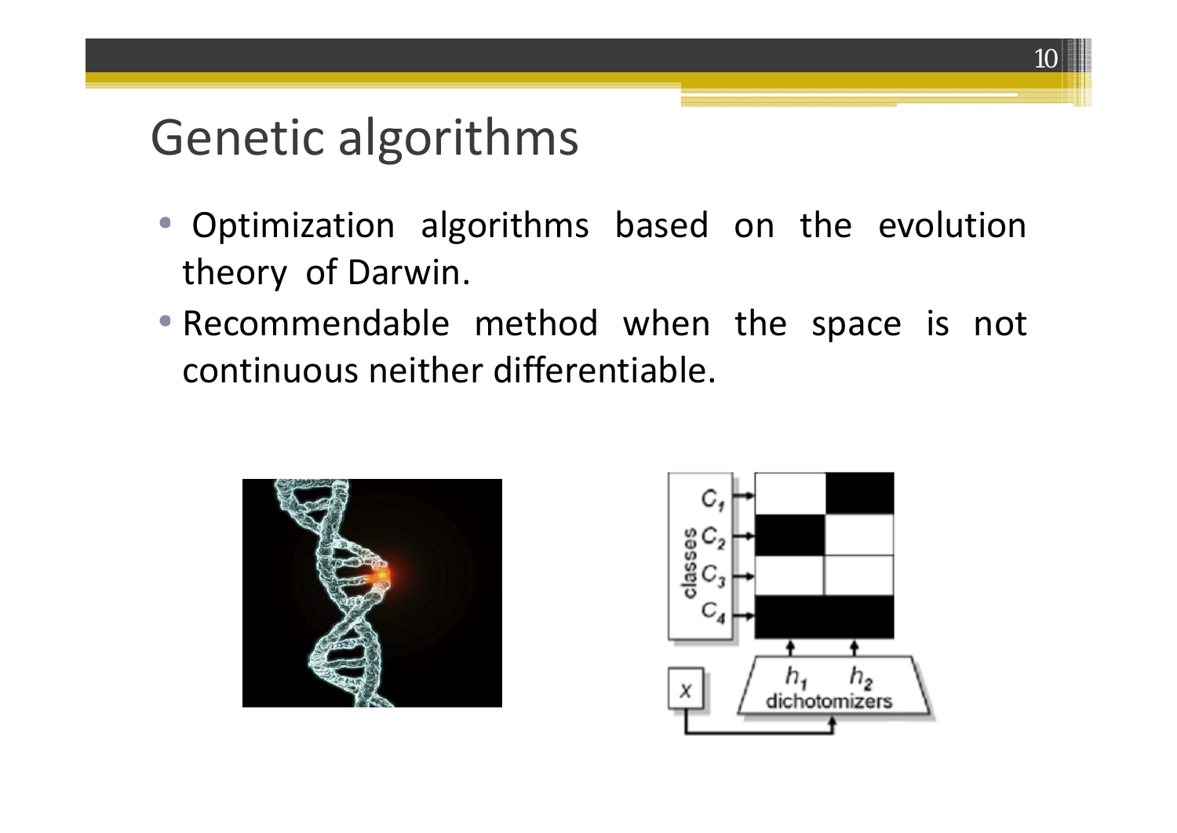# Genetic algorithms

- Optimization algorithms based on the evolution theory of Darwin.
- Recommendable method when the space is not continuous neither differentiable.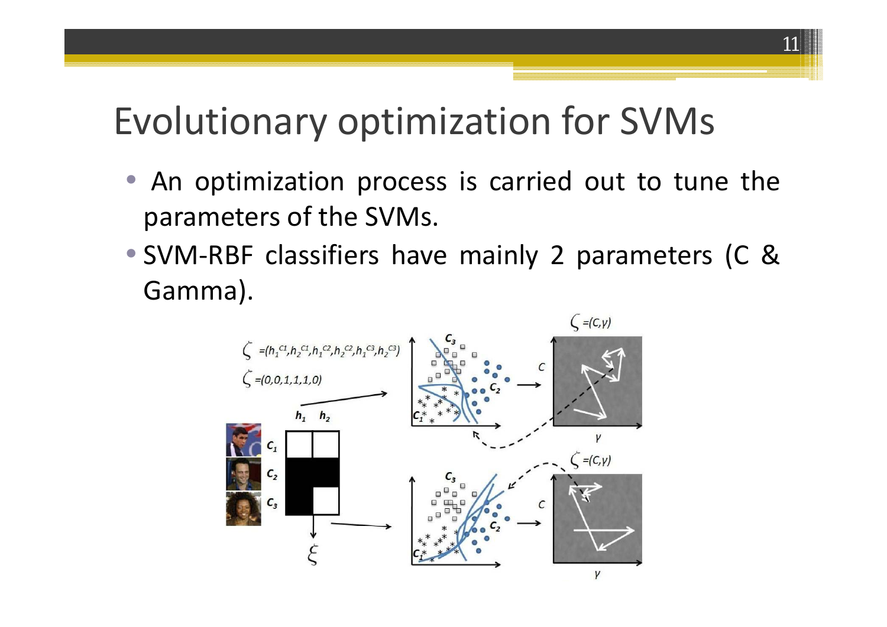# Evolutionary optimization for SVMs

- An optimization process is carried out to tune the parameters of the SVMs.
- SVM-RBF classifiers have mainly 2 parameters (C & Gamma).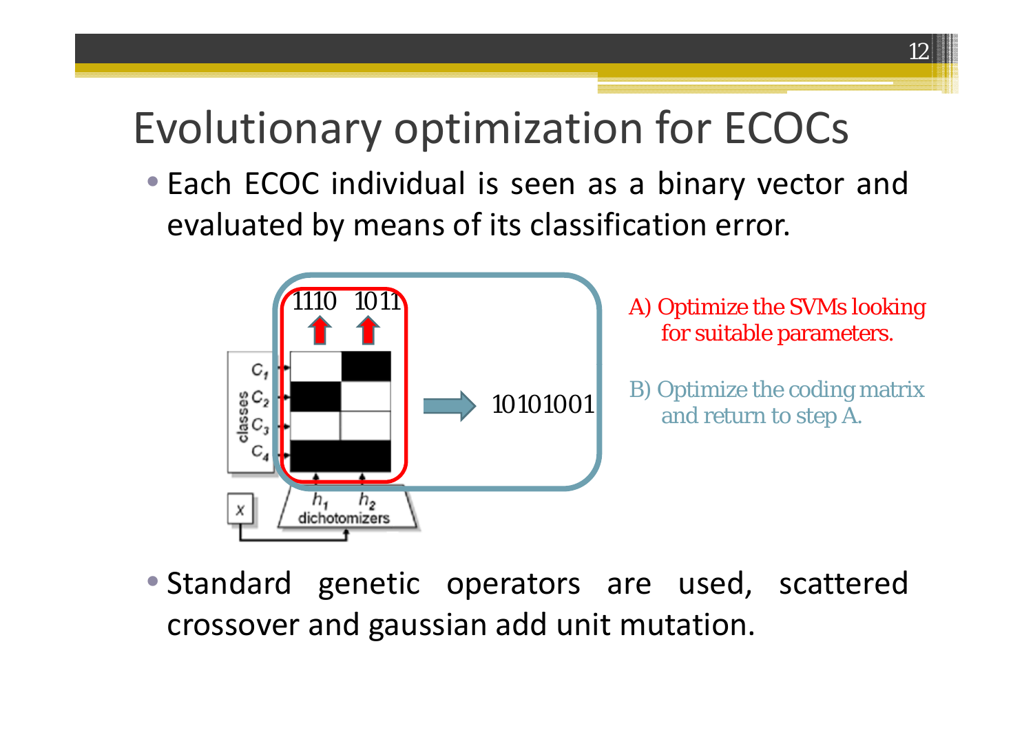# Evolutionary optimization for ECOCs

- Each ECOC individual is seen as a binary vector and evaluated by means of its classification error.

1110 1011

10101001

A) Optimize the SVMs looking for suitable parameters.

B) Optimize the coding matrix and return to step A.

- Standard genetic operators are used, scattered crossover and gaussian add unit mutation.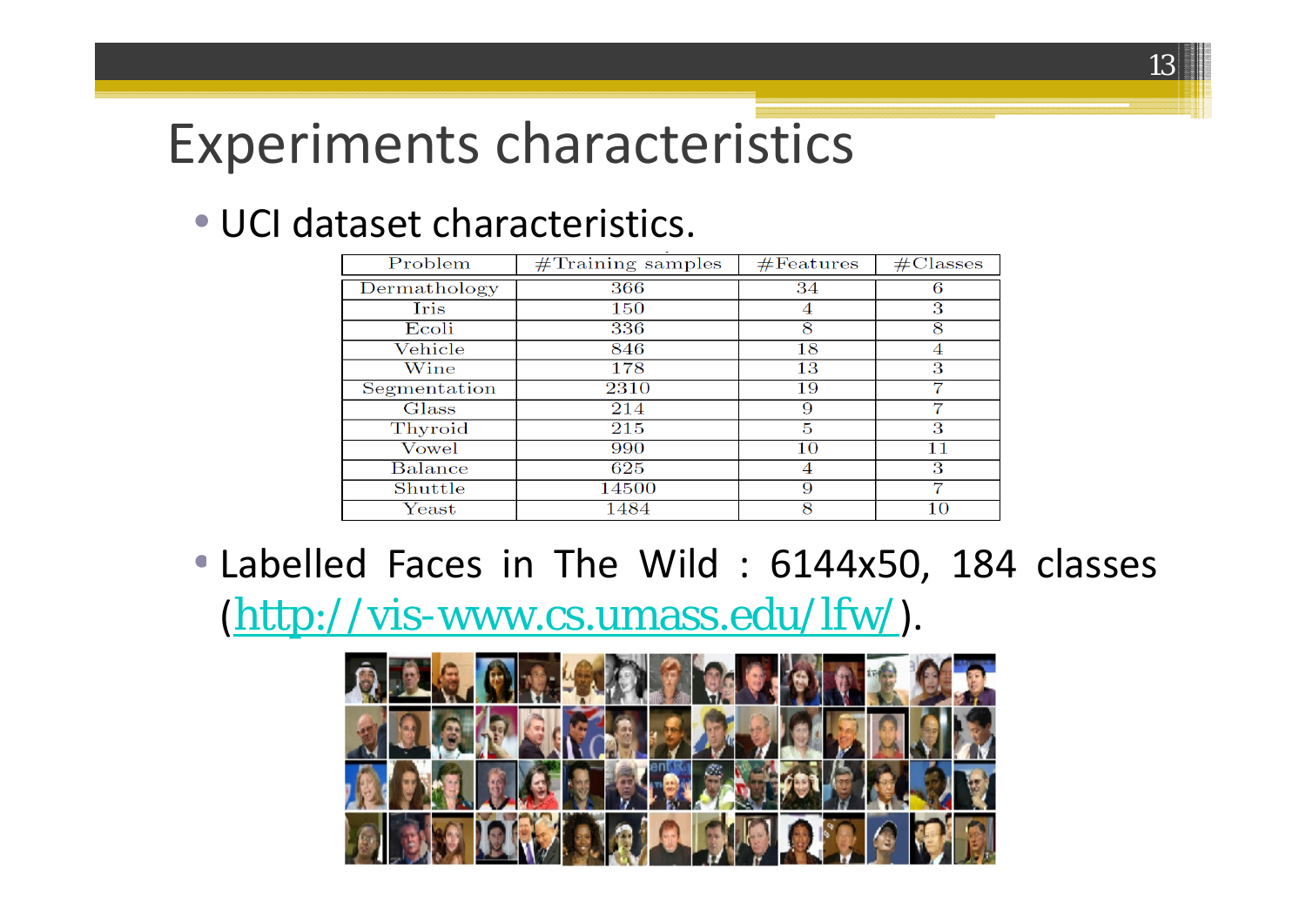# Experiments characteristics

- UCI dataset characteristics.

| Problem | #Training samples | #Features | #Classes |
|---|---|---|---|
| Dermathology | 366 | 34 | 6 |
| Iris | 150 | 4 | 3 |
| Ecoli | 336 | 8 | 8 |
| Vehicle | 846 | 18 | 4 |
| Wine | 178 | 13 | 3 |
| Segmentation | 2310 | 19 | 7 |
| Glass | 214 | 9 | 7 |
| Thyroid | 215 | 5 | 3 |
| Vowel | 990 | 10 | 11 |
| Balance | 625 | 4 | 3 |
| Shuttle | 14500 | 9 | 7 |
| Yeast | 1484 | 8 | 10 |

- Labelled Faces in The Wild : 6144x50, 184 classes (http://vis-www.cs.umass.edu/lfw/).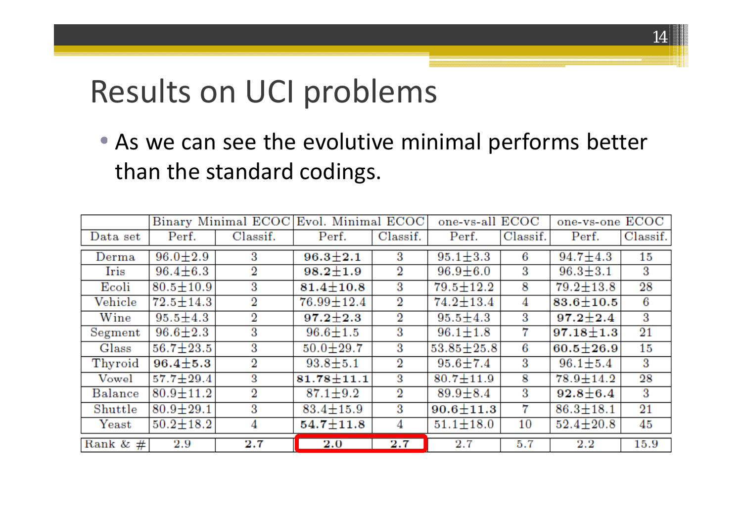# Results on UCI problems

- As we can see the evolutive minimal performs better than the standard codings.

| | Binary Minimal ECOC | | Evol. Minimal ECOC | | one-vs-all ECOC | | one-vs-one ECOC | |
|---|---|---|---|---|---|---|---|---|
| Data set | Perf. | Classif. | Perf. | Classif. | Perf. | Classif. | Perf. | Classif. |
| Derma | 96.0±2.9 | 3 | **96.3±2.1** | 3 | 95.1±3.3 | 6 | 94.7±4.3 | 15 |
| Iris | 96.4±6.3 | 2 | **98.2±1.9** | 2 | 96.9±6.0 | 3 | 96.3±3.1 | 3 |
| Ecoli | 80.5±10.9 | 3 | **81.4±10.8** | 3 | 79.5±12.2 | 8 | 79.2±13.8 | 28 |
| Vehicle | 72.5±14.3 | 2 | 76.99±12.4 | 2 | 74.2±13.4 | 4 | **83.6±10.5** | 6 |
| Wine | 95.5±4.3 | 2 | **97.2±2.3** | 2 | 95.5±4.3 | 3 | **97.2±2.4** | 3 |
| Segment | 96.6±2.3 | 3 | 96.6±1.5 | 3 | 96.1±1.8 | 7 | **97.18±1.3** | 21 |
| Glass | 56.7±23.5 | 3 | 50.0±29.7 | 3 | 53.85±25.8 | 6 | **60.5±26.9** | 15 |
| Thyroid | **96.4±5.3** | 2 | 93.8±5.1 | 2 | 95.6±7.4 | 3 | 96.1±5.4 | 3 |
| Vowel | 57.7±29.4 | 3 | **81.78±11.1** | 3 | 80.7±11.9 | 8 | 78.9±14.2 | 28 |
| Balance | 80.9±11.2 | 2 | 87.1±9.2 | 2 | 89.9±8.4 | 3 | **92.8±6.4** | 3 |
| Shuttle | 80.9±29.1 | 3 | 83.4±15.9 | 3 | **90.6±11.3** | 7 | 86.3±18.1 | 21 |
| Yeast | 50.2±18.2 | 4 | **54.7±11.8** | 4 | 51.1±18.0 | 10 | 52.4±20.8 | 45 |
| Rank & # | 2.9 | **2.7** | **2.0** | **2.7** | 2.7 | 5.7 | 2.2 | 15.9 |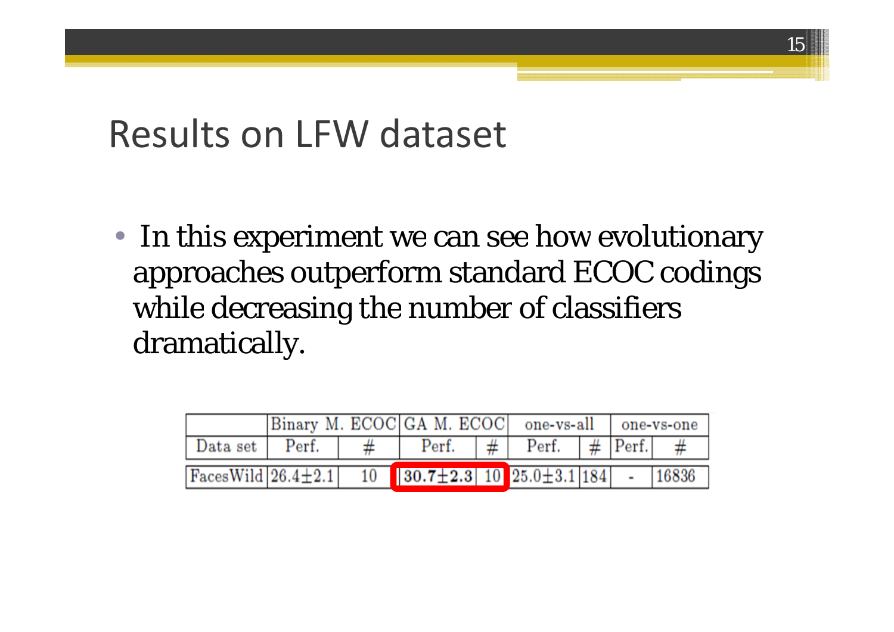# Results on LFW dataset

- In this experiment we can see how evolutionary approaches outperform standard ECOC codings while decreasing the number of classifiers dramatically.

| | Binary M. ECOC | | GA M. ECOC | | one-vs-all | | one-vs-one | |
|---|---|---|---|---|---|---|---|---|
| Data set | Perf. | # | Perf. | # | Perf. | # | Perf. | # |
| FacesWild | $26.4\pm2.1$ | 10 | $\mathbf{30.7\pm2.3}$ | 10 | $25.0\pm3.1$ | 184 | - | 16836 |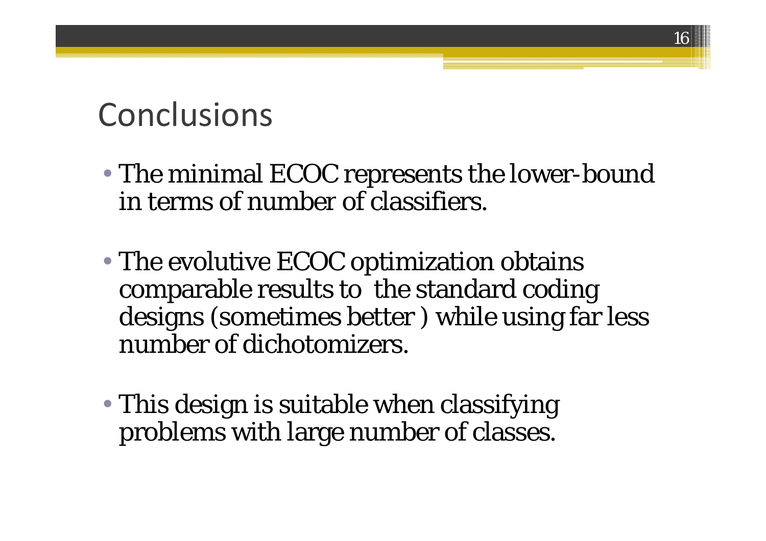# Conclusions

- The minimal ECOC represents the lower-bound in terms of number of classifiers.

- The evolutive ECOC optimization obtains comparable results to the standard coding designs (sometimes better ) while using far less number of dichotomizers.

- This design is suitable when classifying problems with large number of classes.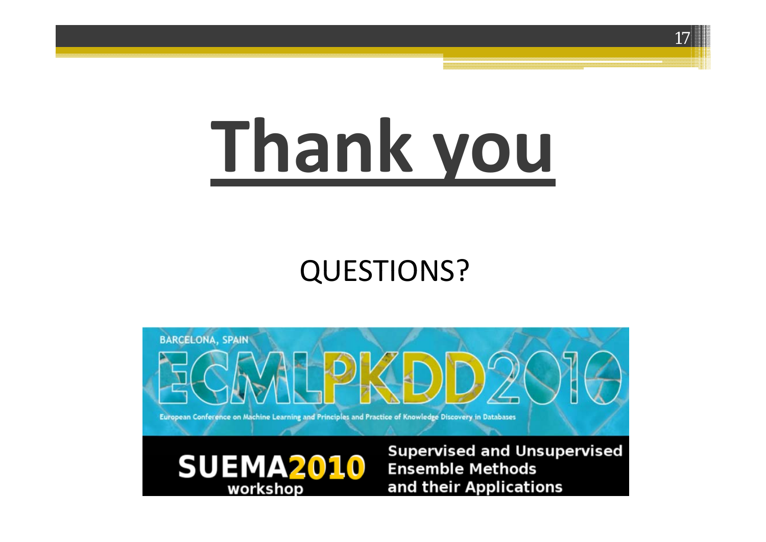# Thank you

QUESTIONS?

BARCELONA, SPAIN

ECMLPKDD2010

European Conference on Machine Learning and Principles and Practice of Knowledge Discovery in Databases

SUEMA2010 workshop

Supervised and Unsupervised Ensemble Methods and their Applications